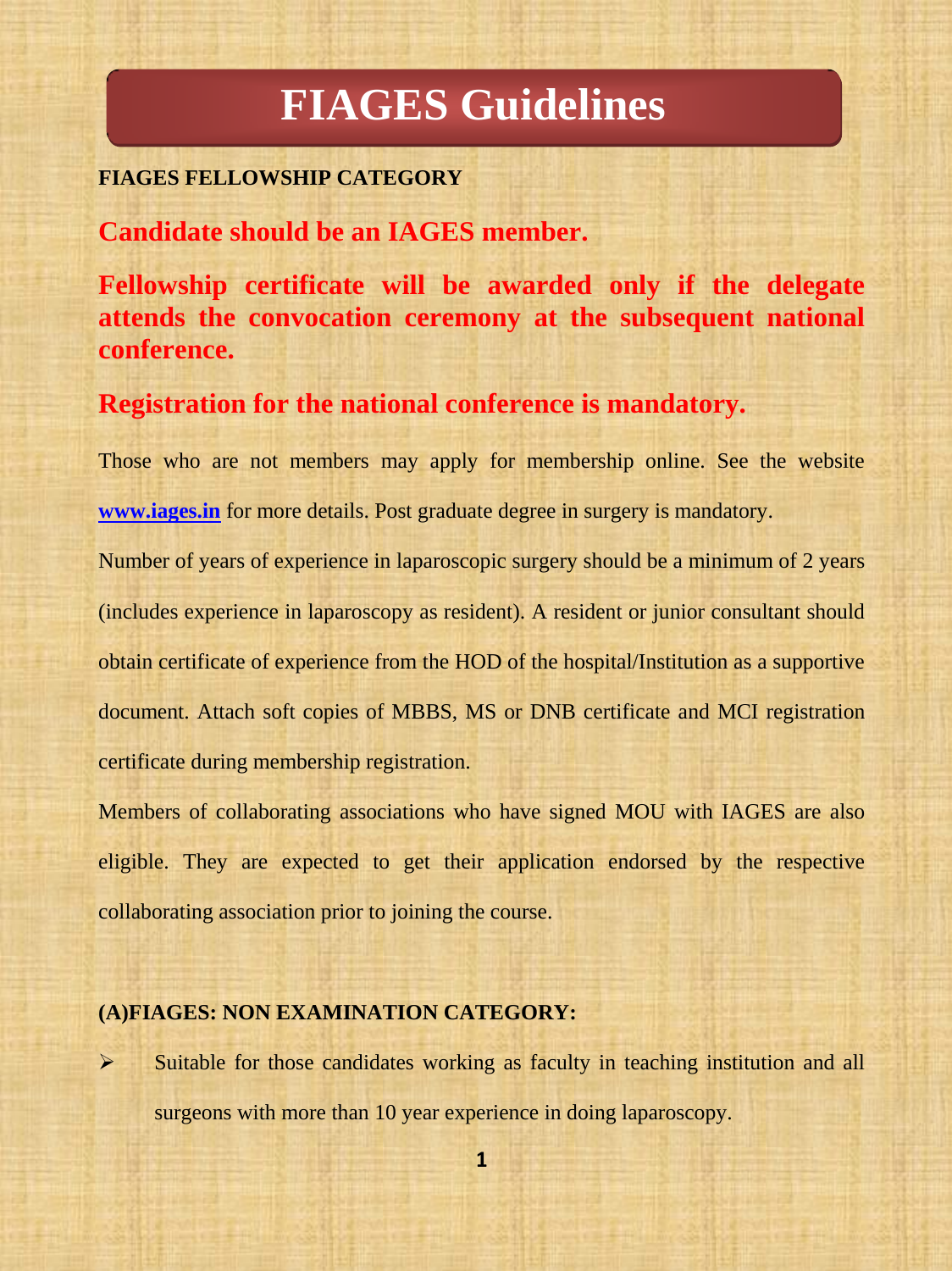# FIAGES Guidelines

**FIAGES FELLOWSHIP CATEGORY**

**Candidate should be an IAGES member.**

**Fellowship certificate will be awarded only if the delegate attends the convocation ceremony at the subsequent national conference.**

**Registration for the national conference is mandatory.**

Those who are not members may apply for membership online. See the website **www.iages.in** for more details. Post graduate degree in surgery is mandatory.

Number of years of experience in laparoscopic surgery should be a minimum of 2 years (includes experience in laparoscopy as resident). A resident or junior consultant should obtain certificate of experience from the HOD of the hospital/Institution as a supportive document. Attach soft copies of MBBS, MS or DNB certificate and MCI registration certificate during membership registration.

Members of collaborating associations who have signed MOU with IAGES are also eligible. They are expected to get their application endorsed by the respective collaborating association prior to joining the course.

**(A)FIAGES: NON EXAMINATION CATEGORY:**

- Suitable for those candidates working as faculty in teaching institution and all surgeons with more than 10 year experience in doing laparoscopy.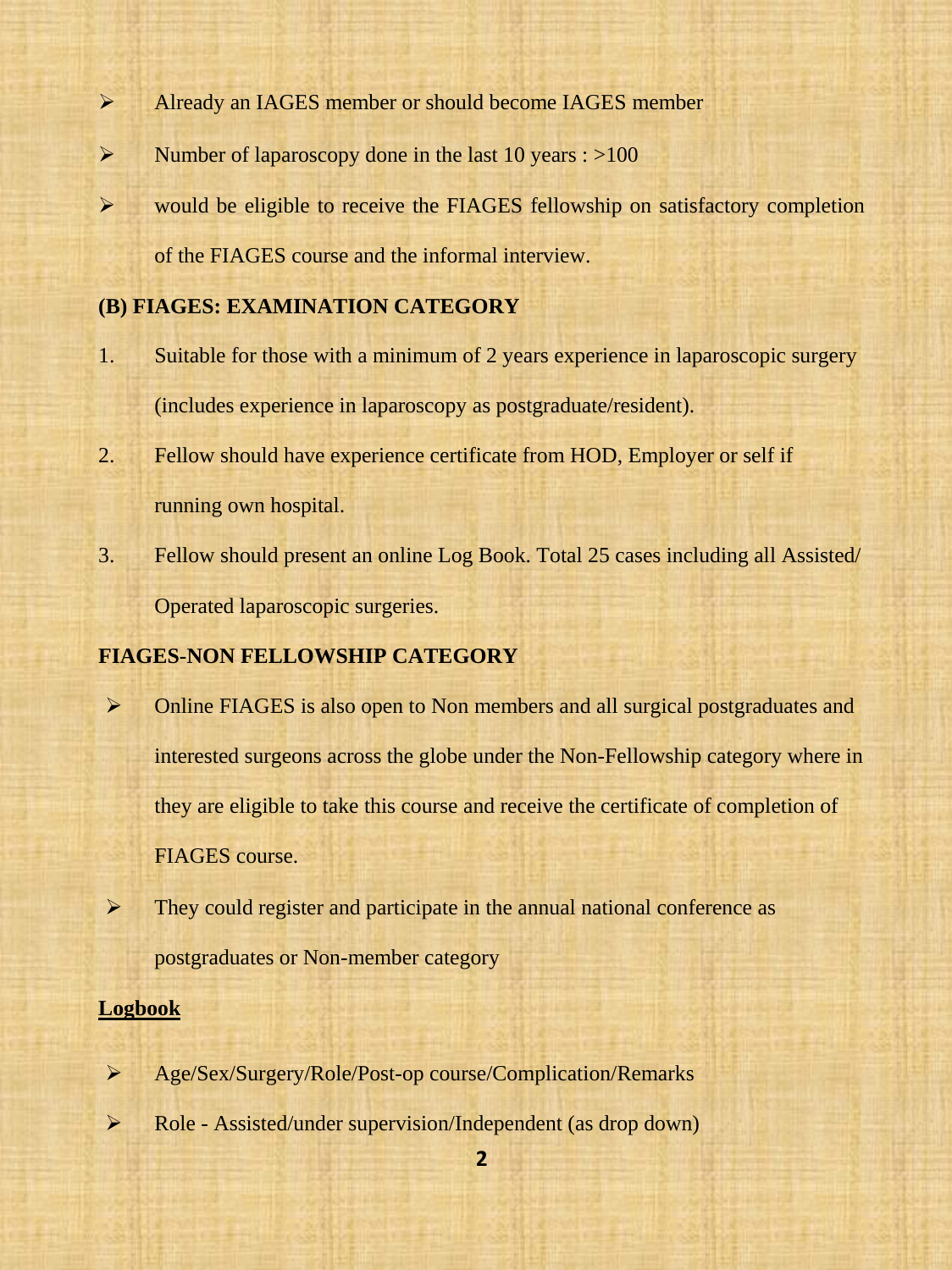- Already an IAGES member or should become IAGES member
- Number of laparoscopy done in the last 10 years : >100
- would be eligible to receive the FIAGES fellowship on satisfactory completion of the FIAGES course and the informal interview.

**(B) FIAGES: EXAMINATION CATEGORY**

1. Suitable for those with a minimum of 2 years experience in laparoscopic surgery (includes experience in laparoscopy as postgraduate/resident).
2. Fellow should have experience certificate from HOD, Employer or self if running own hospital.
3. Fellow should present an online Log Book. Total 25 cases including all Assisted/ Operated laparoscopic surgeries.

**FIAGES-NON FELLOWSHIP CATEGORY**

- Online FIAGES is also open to Non members and all surgical postgraduates and interested surgeons across the globe under the Non-Fellowship category where in they are eligible to take this course and receive the certificate of completion of FIAGES course.
- They could register and participate in the annual national conference as postgraduates or Non-member category

**<u>Logbook</u>**

- Age/Sex/Surgery/Role/Post-op course/Complication/Remarks
- Role - Assisted/under supervision/Independent (as drop down)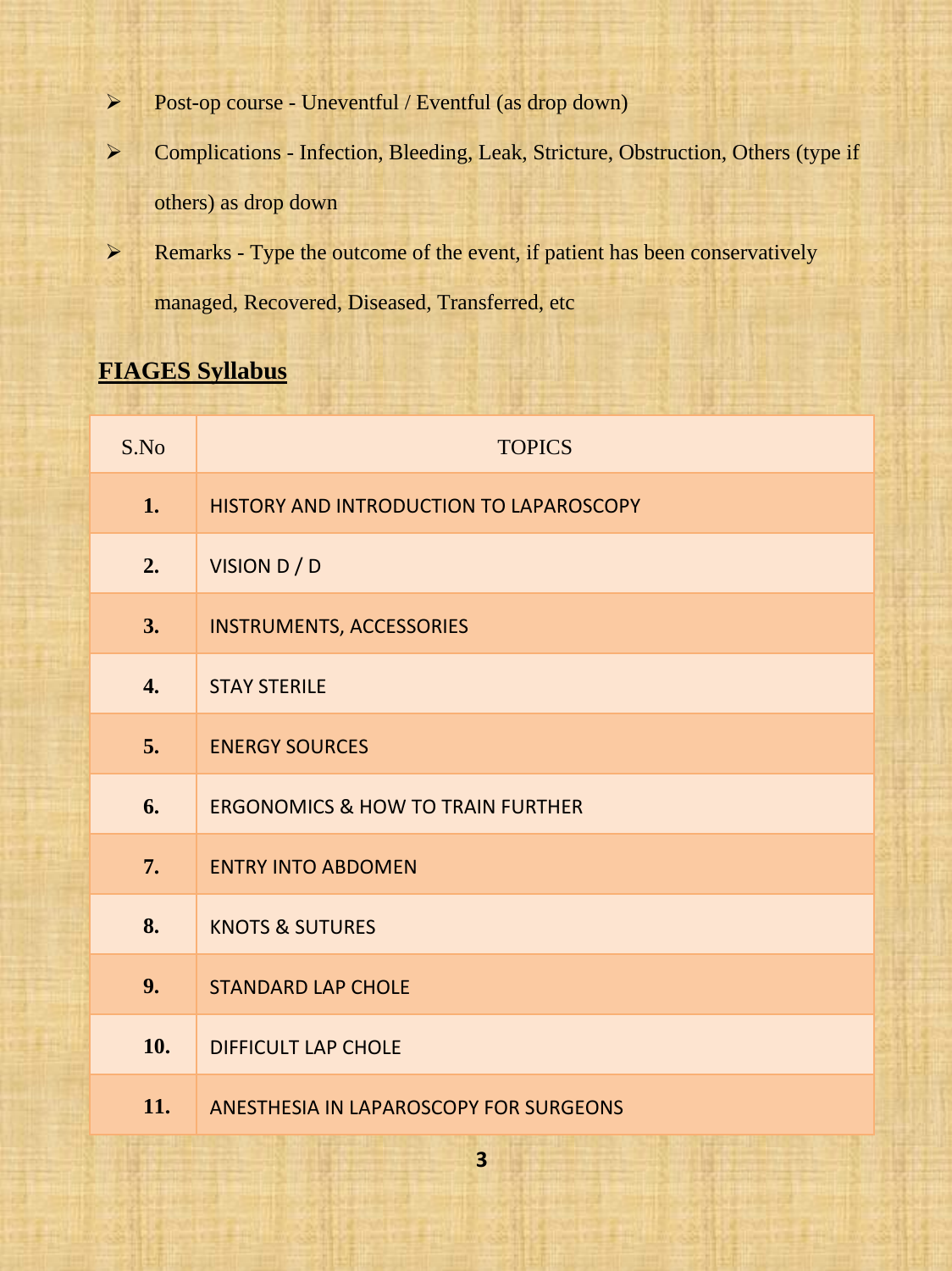- Post-op course - Uneventful / Eventful (as drop down)
- Complications - Infection, Bleeding, Leak, Stricture, Obstruction, Others (type if others) as drop down
- Remarks - Type the outcome of the event, if patient has been conservatively managed, Recovered, Diseased, Transferred, etc

## FIAGES Syllabus

| S.No | TOPICS |
|---|---|
| **1.** | HISTORY AND INTRODUCTION TO LAPAROSCOPY |
| **2.** | VISION D / D |
| **3.** | INSTRUMENTS, ACCESSORIES |
| **4.** | STAY STERILE |
| **5.** | ENERGY SOURCES |
| **6.** | ERGONOMICS & HOW TO TRAIN FURTHER |
| **7.** | ENTRY INTO ABDOMEN |
| **8.** | KNOTS & SUTURES |
| **9.** | STANDARD LAP CHOLE |
| **10.** | DIFFICULT LAP CHOLE |
| **11.** | ANESTHESIA IN LAPAROSCOPY FOR SURGEONS |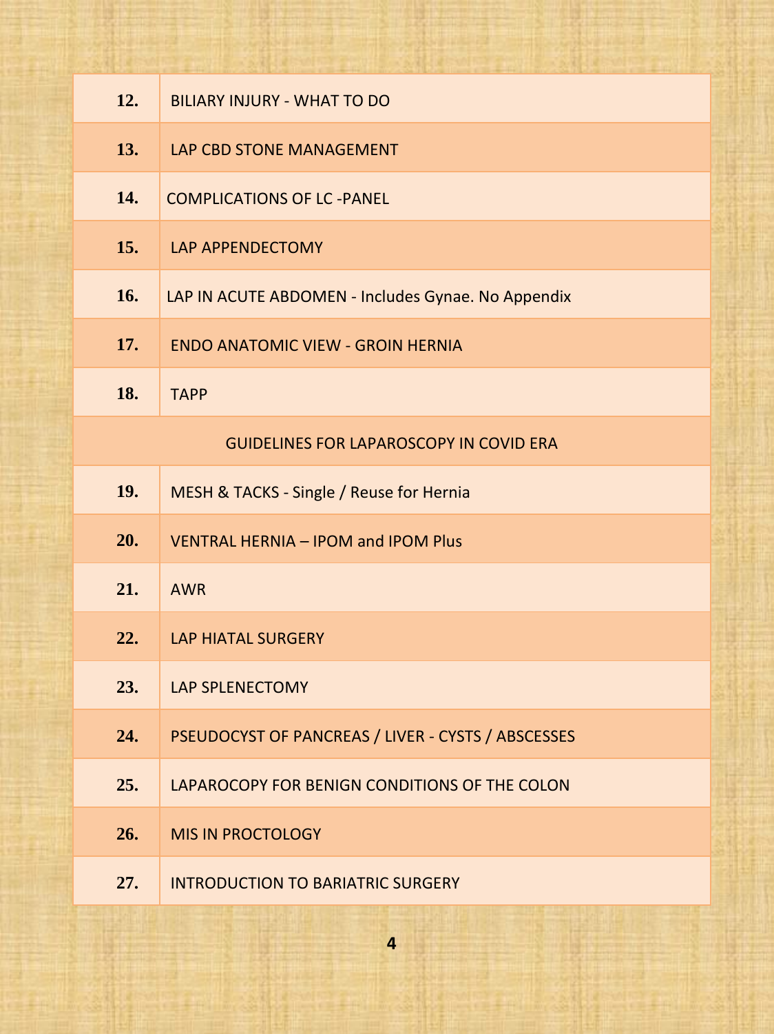| | |
|---|---|
| 12. | BILIARY INJURY - WHAT TO DO |
| 13. | LAP CBD STONE MANAGEMENT |
| 14. | COMPLICATIONS OF LC -PANEL |
| 15. | LAP APPENDECTOMY |
| 16. | LAP IN ACUTE ABDOMEN - Includes Gynae. No Appendix |
| 17. | ENDO ANATOMIC VIEW - GROIN HERNIA |
| 18. | TAPP |
| GUIDELINES FOR LAPAROSCOPY IN COVID ERA | |
| 19. | MESH & TACKS - Single / Reuse for Hernia |
| 20. | VENTRAL HERNIA – IPOM and IPOM Plus |
| 21. | AWR |
| 22. | LAP HIATAL SURGERY |
| 23. | LAP SPLENECTOMY |
| 24. | PSEUDOCYST OF PANCREAS / LIVER - CYSTS / ABSCESSES |
| 25. | LAPAROCOPY FOR BENIGN CONDITIONS OF THE COLON |
| 26. | MIS IN PROCTOLOGY |
| 27. | INTRODUCTION TO BARIATRIC SURGERY |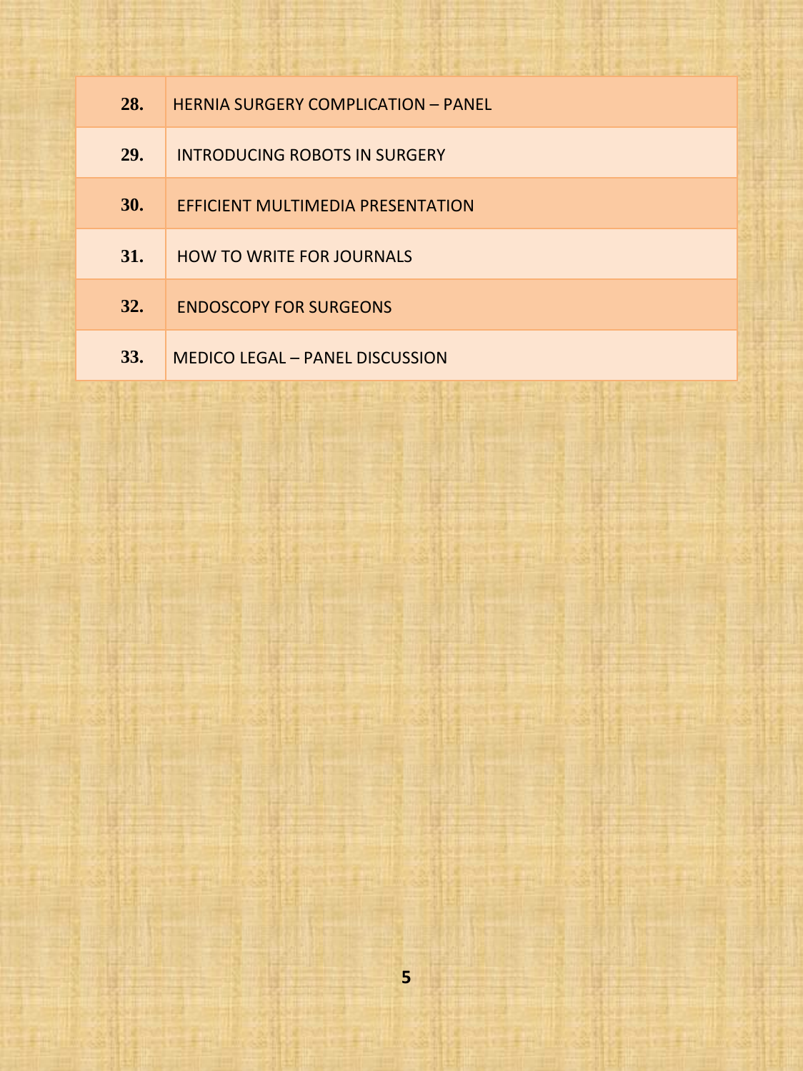| | |
|---|---|
| **28.** | HERNIA SURGERY COMPLICATION – PANEL |
| **29.** | INTRODUCING ROBOTS IN SURGERY |
| **30.** | EFFICIENT MULTIMEDIA PRESENTATION |
| **31.** | HOW TO WRITE FOR JOURNALS |
| **32.** | ENDOSCOPY FOR SURGEONS |
| **33.** | MEDICO LEGAL – PANEL DISCUSSION |